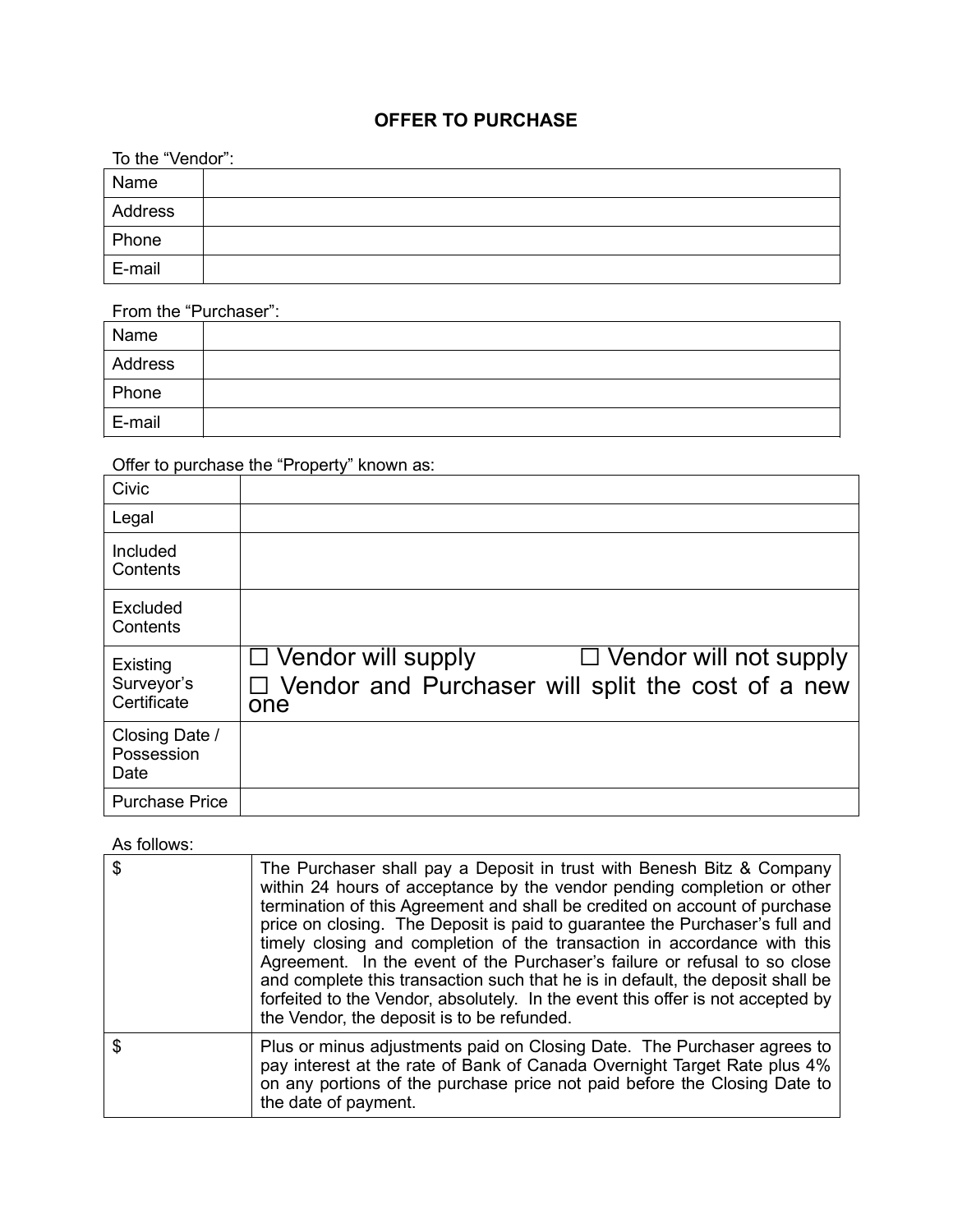# OFFER TO PURCHASE

To the "Vendor":

| Name | |
|---|---|
| Address | |
| Phone | |
| E-mail | |

From the "Purchaser":

| Name | |
|---|---|
| Address | |
| Phone | |
| E-mail | |

Offer to purchase the "Property" known as:

| Civic | |
|---|---|
| Legal | |
| Included Contents | |
| Excluded Contents | |
| Existing Surveyor's Certificate | ☐ Vendor will supply ☐ Vendor will not supply ☐ Vendor and Purchaser will split the cost of a new one |
| Closing Date / Possession Date | |
| Purchase Price | |

As follows:

| $ | The Purchaser shall pay a Deposit in trust with Benesh Bitz & Company within 24 hours of acceptance by the vendor pending completion or other termination of this Agreement and shall be credited on account of purchase price on closing. The Deposit is paid to guarantee the Purchaser's full and timely closing and completion of the transaction in accordance with this Agreement. In the event of the Purchaser's failure or refusal to so close and complete this transaction such that he is in default, the deposit shall be forfeited to the Vendor, absolutely. In the event this offer is not accepted by the Vendor, the deposit is to be refunded. |
|---|---|
| $ | Plus or minus adjustments paid on Closing Date. The Purchaser agrees to pay interest at the rate of Bank of Canada Overnight Target Rate plus 4% on any portions of the purchase price not paid before the Closing Date to the date of payment. |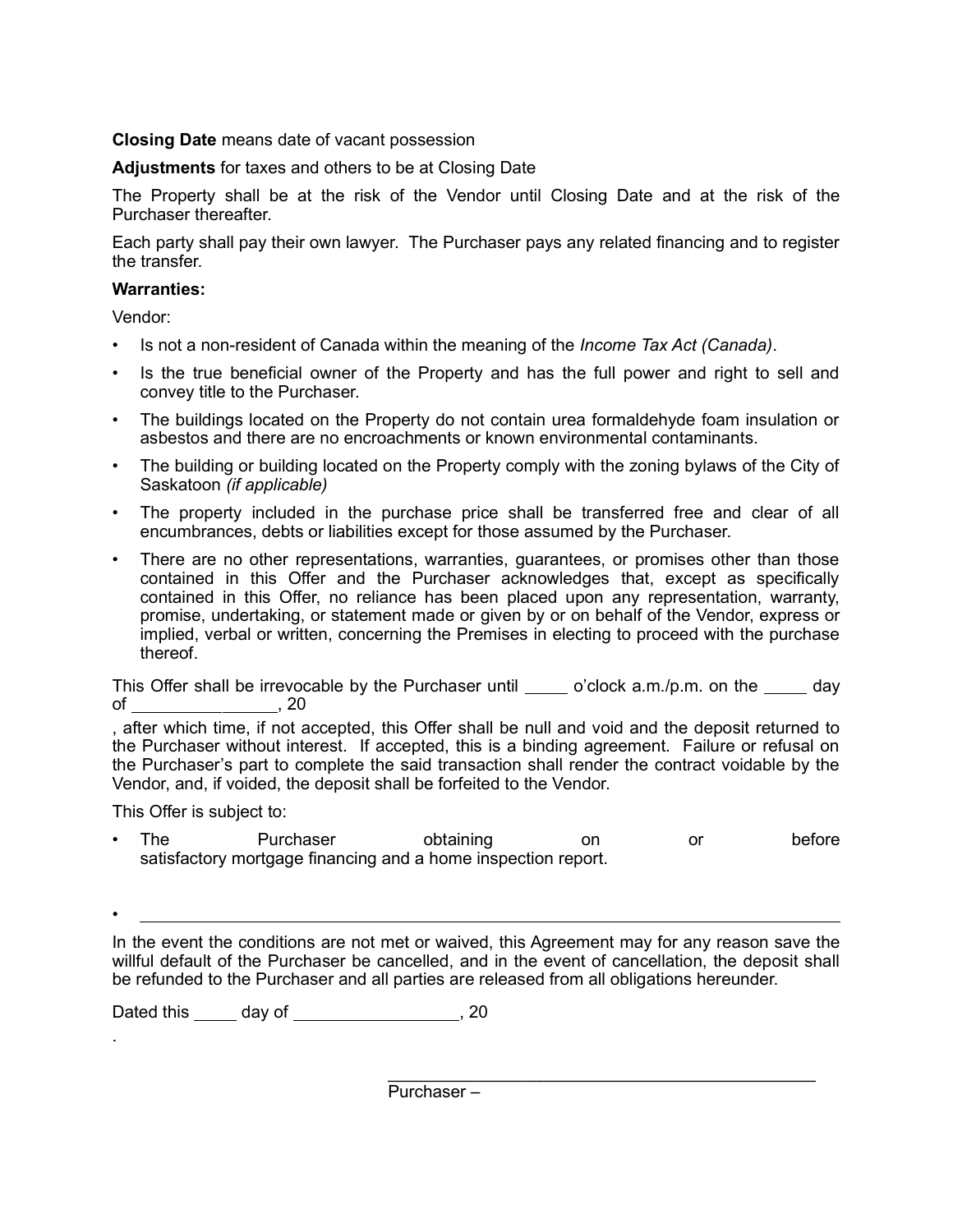**Closing Date** means date of vacant possession

**Adjustments** for taxes and others to be at Closing Date

The Property shall be at the risk of the Vendor until Closing Date and at the risk of the Purchaser thereafter.

Each party shall pay their own lawyer. The Purchaser pays any related financing and to register the transfer.

**Warranties:**

Vendor:

- Is not a non-resident of Canada within the meaning of the *Income Tax Act (Canada)*.
- Is the true beneficial owner of the Property and has the full power and right to sell and convey title to the Purchaser.
- The buildings located on the Property do not contain urea formaldehyde foam insulation or asbestos and there are no encroachments or known environmental contaminants.
- The building or building located on the Property comply with the zoning bylaws of the City of Saskatoon *(if applicable)*
- The property included in the purchase price shall be transferred free and clear of all encumbrances, debts or liabilities except for those assumed by the Purchaser.
- There are no other representations, warranties, guarantees, or promises other than those contained in this Offer and the Purchaser acknowledges that, except as specifically contained in this Offer, no reliance has been placed upon any representation, warranty, promise, undertaking, or statement made or given by or on behalf of the Vendor, express or implied, verbal or written, concerning the Premises in electing to proceed with the purchase thereof.

This Offer shall be irrevocable by the Purchaser until _____ o'clock a.m./p.m. on the _____ day of ________________, 20

, after which time, if not accepted, this Offer shall be null and void and the deposit returned to the Purchaser without interest. If accepted, this is a binding agreement. Failure or refusal on the Purchaser's part to complete the said transaction shall render the contract voidable by the Vendor, and, if voided, the deposit shall be forfeited to the Vendor.

This Offer is subject to:

- The Purchaser obtaining on or before satisfactory mortgage financing and a home inspection report.

- ________________________________________________________________________

In the event the conditions are not met or waived, this Agreement may for any reason save the willful default of the Purchaser be cancelled, and in the event of cancellation, the deposit shall be refunded to the Purchaser and all parties are released from all obligations hereunder.

Dated this _____ day of __________________, 20

.

_____________________________________________

Purchaser –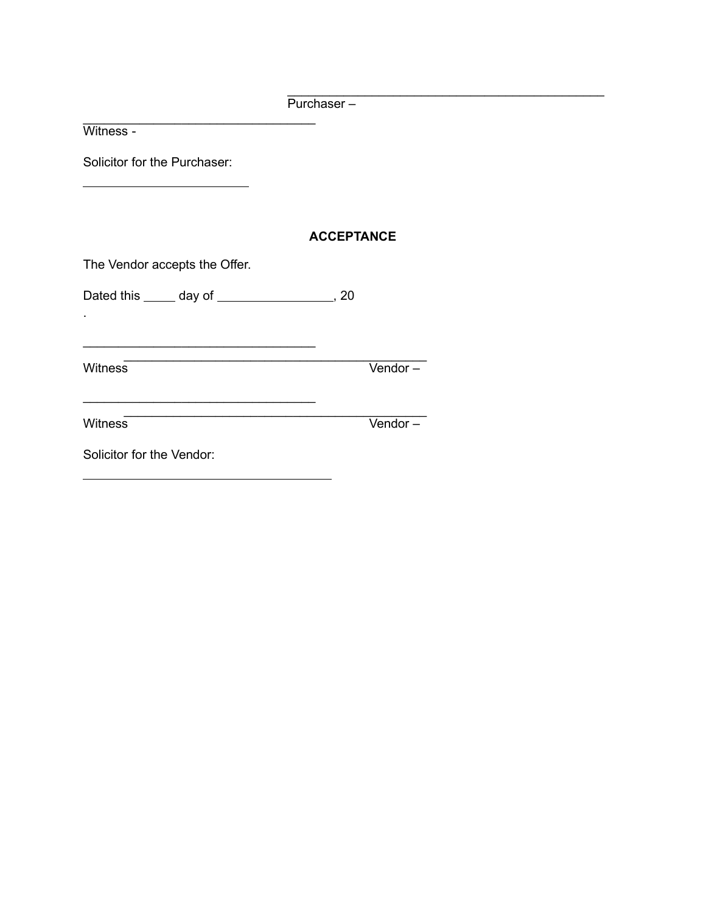______________________________________________
Purchaser –

__________________________________
Witness -

Solicitor for the Purchaser:

________________________

**ACCEPTANCE**

The Vendor accepts the Offer.

Dated this _____ day of _________________, 20
.

__________________________________
Witness ____________________________________________ Vendor –

__________________________________
Witness ____________________________________________ Vendor –

Solicitor for the Vendor:

____________________________________